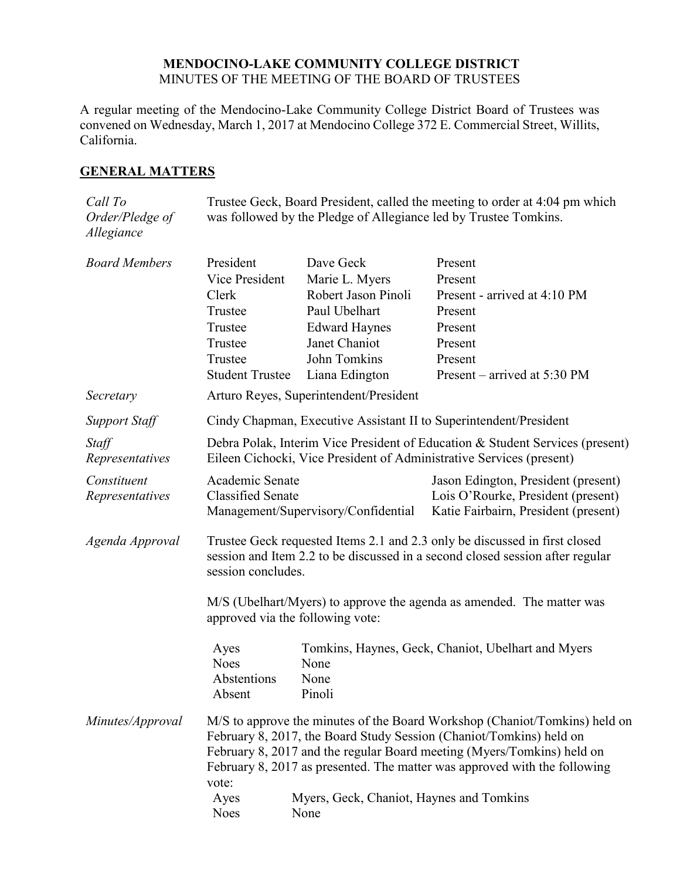**MENDOCINO-LAKE COMMUNITY COLLEGE DISTRICT**
MINUTES OF THE MEETING OF THE BOARD OF TRUSTEES

A regular meeting of the Mendocino-Lake Community College District Board of Trustees was convened on Wednesday, March 1, 2017 at Mendocino College 372 E. Commercial Street, Willits, California.

## GENERAL MATTERS

*Call To Order/Pledge of Allegiance*

Trustee Geck, Board President, called the meeting to order at 4:04 pm which was followed by the Pledge of Allegiance led by Trustee Tomkins.

*Board Members*

| | | |
|---|---|---|
| President | Dave Geck | Present |
| Vice President | Marie L. Myers | Present |
| Clerk | Robert Jason Pinoli | Present - arrived at 4:10 PM |
| Trustee | Paul Ubelhart | Present |
| Trustee | Edward Haynes | Present |
| Trustee | Janet Chaniot | Present |
| Trustee | John Tomkins | Present |
| Student Trustee | Liana Edington | Present – arrived at 5:30 PM |

*Secretary*

Arturo Reyes, Superintendent/President

*Support Staff*

Cindy Chapman, Executive Assistant II to Superintendent/President

*Staff Representatives*

Debra Polak, Interim Vice President of Education & Student Services (present)
Eileen Cichocki, Vice President of Administrative Services (present)

*Constituent Representatives*

| | |
|---|---|
| Academic Senate | Jason Edington, President (present) |
| Classified Senate | Lois O'Rourke, President (present) |
| Management/Supervisory/Confidential | Katie Fairbairn, President (present) |

*Agenda Approval*

Trustee Geck requested Items 2.1 and 2.3 only be discussed in first closed session and Item 2.2 to be discussed in a second closed session after regular session concludes.

M/S (Ubelhart/Myers) to approve the agenda as amended. The matter was approved via the following vote:

| | |
|---|---|
| Ayes | Tomkins, Haynes, Geck, Chaniot, Ubelhart and Myers |
| Noes | None |
| Abstentions | None |
| Absent | Pinoli |

*Minutes/Approval*

M/S to approve the minutes of the Board Workshop (Chaniot/Tomkins) held on February 8, 2017, the Board Study Session (Chaniot/Tomkins) held on February 8, 2017 and the regular Board meeting (Myers/Tomkins) held on February 8, 2017 as presented. The matter was approved with the following vote:

| | |
|---|---|
| Ayes | Myers, Geck, Chaniot, Haynes and Tomkins |
| Noes | None |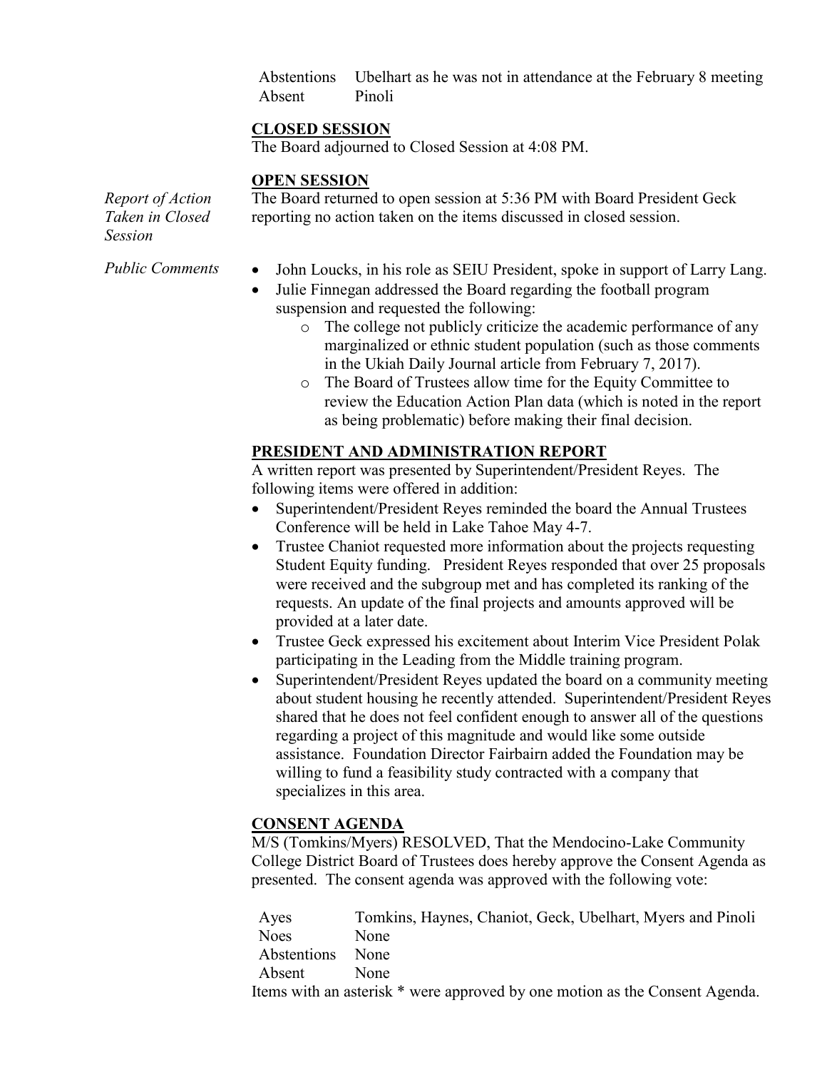| | |
|---|---|
| Abstentions | Ubelhart as he was not in attendance at the February 8 meeting |
| Absent | Pinoli |

**CLOSED SESSION**

The Board adjourned to Closed Session at 4:08 PM.

**OPEN SESSION**

*Report of Action Taken in Closed Session*

The Board returned to open session at 5:36 PM with Board President Geck reporting no action taken on the items discussed in closed session.

*Public Comments*

- John Loucks, in his role as SEIU President, spoke in support of Larry Lang.
- Julie Finnegan addressed the Board regarding the football program suspension and requested the following:
  - The college not publicly criticize the academic performance of any marginalized or ethnic student population (such as those comments in the Ukiah Daily Journal article from February 7, 2017).
  - The Board of Trustees allow time for the Equity Committee to review the Education Action Plan data (which is noted in the report as being problematic) before making their final decision.

**PRESIDENT AND ADMINISTRATION REPORT**

A written report was presented by Superintendent/President Reyes. The following items were offered in addition:

- Superintendent/President Reyes reminded the board the Annual Trustees Conference will be held in Lake Tahoe May 4-7.
- Trustee Chaniot requested more information about the projects requesting Student Equity funding. President Reyes responded that over 25 proposals were received and the subgroup met and has completed its ranking of the requests. An update of the final projects and amounts approved will be provided at a later date.
- Trustee Geck expressed his excitement about Interim Vice President Polak participating in the Leading from the Middle training program.
- Superintendent/President Reyes updated the board on a community meeting about student housing he recently attended. Superintendent/President Reyes shared that he does not feel confident enough to answer all of the questions regarding a project of this magnitude and would like some outside assistance. Foundation Director Fairbairn added the Foundation may be willing to fund a feasibility study contracted with a company that specializes in this area.

**CONSENT AGENDA**

M/S (Tomkins/Myers) RESOLVED, That the Mendocino-Lake Community College District Board of Trustees does hereby approve the Consent Agenda as presented. The consent agenda was approved with the following vote:

| | |
|---|---|
| Ayes | Tomkins, Haynes, Chaniot, Geck, Ubelhart, Myers and Pinoli |
| Noes | None |
| Abstentions | None |
| Absent | None |

Items with an asterisk * were approved by one motion as the Consent Agenda.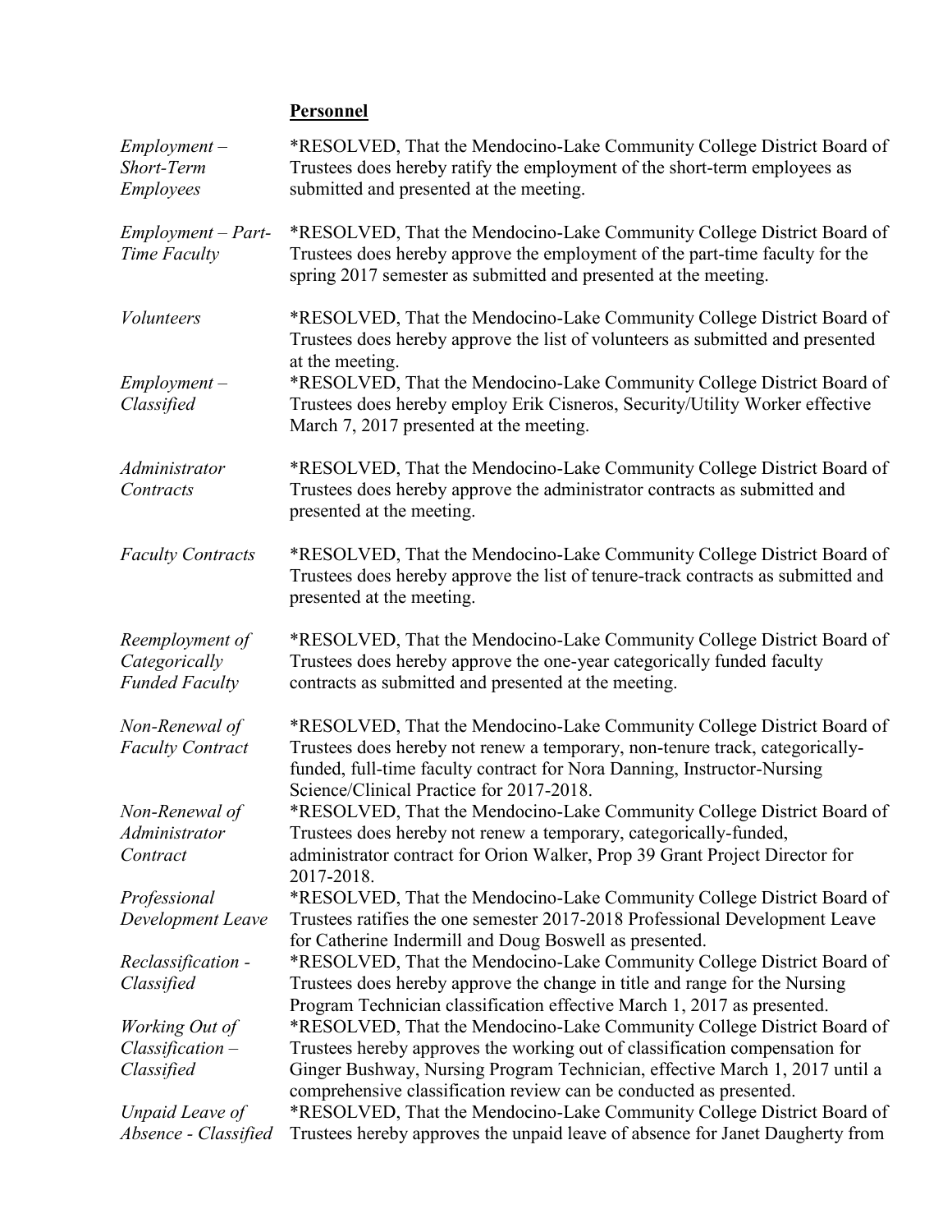**Personnel**

| | |
|---|---|
| *Employment – Short-Term Employees* | *RESOLVED, That the Mendocino-Lake Community College District Board of Trustees does hereby ratify the employment of the short-term employees as submitted and presented at the meeting. |
| *Employment – Part-Time Faculty* | *RESOLVED, That the Mendocino-Lake Community College District Board of Trustees does hereby approve the employment of the part-time faculty for the spring 2017 semester as submitted and presented at the meeting. |
| *Volunteers* | *RESOLVED, That the Mendocino-Lake Community College District Board of Trustees does hereby approve the list of volunteers as submitted and presented at the meeting. |
| *Employment – Classified* | *RESOLVED, That the Mendocino-Lake Community College District Board of Trustees does hereby employ Erik Cisneros, Security/Utility Worker effective March 7, 2017 presented at the meeting. |
| *Administrator Contracts* | *RESOLVED, That the Mendocino-Lake Community College District Board of Trustees does hereby approve the administrator contracts as submitted and presented at the meeting. |
| *Faculty Contracts* | *RESOLVED, That the Mendocino-Lake Community College District Board of Trustees does hereby approve the list of tenure-track contracts as submitted and presented at the meeting. |
| *Reemployment of Categorically Funded Faculty* | *RESOLVED, That the Mendocino-Lake Community College District Board of Trustees does hereby approve the one-year categorically funded faculty contracts as submitted and presented at the meeting. |
| *Non-Renewal of Faculty Contract* | *RESOLVED, That the Mendocino-Lake Community College District Board of Trustees does hereby not renew a temporary, non-tenure track, categorically-funded, full-time faculty contract for Nora Danning, Instructor-Nursing Science/Clinical Practice for 2017-2018. |
| *Non-Renewal of Administrator Contract* | *RESOLVED, That the Mendocino-Lake Community College District Board of Trustees does hereby not renew a temporary, categorically-funded, administrator contract for Orion Walker, Prop 39 Grant Project Director for 2017-2018. |
| *Professional Development Leave* | *RESOLVED, That the Mendocino-Lake Community College District Board of Trustees ratifies the one semester 2017-2018 Professional Development Leave for Catherine Indermill and Doug Boswell as presented. |
| *Reclassification - Classified* | *RESOLVED, That the Mendocino-Lake Community College District Board of Trustees does hereby approve the change in title and range for the Nursing Program Technician classification effective March 1, 2017 as presented. |
| *Working Out of Classification – Classified* | *RESOLVED, That the Mendocino-Lake Community College District Board of Trustees hereby approves the working out of classification compensation for Ginger Bushway, Nursing Program Technician, effective March 1, 2017 until a comprehensive classification review can be conducted as presented. |
| *Unpaid Leave of Absence - Classified* | *RESOLVED, That the Mendocino-Lake Community College District Board of Trustees hereby approves the unpaid leave of absence for Janet Daugherty from |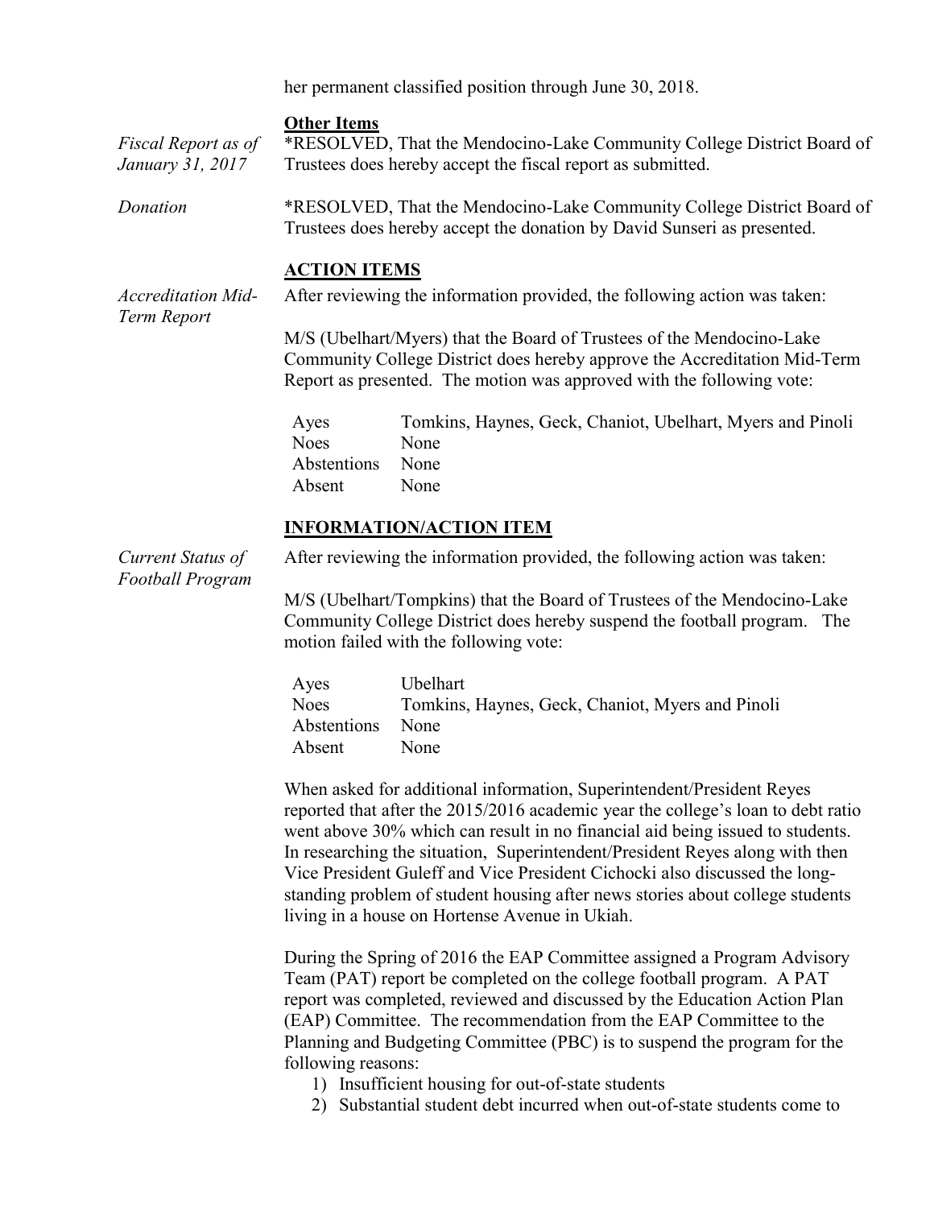her permanent classified position through June 30, 2018.

**Other Items**

*Fiscal Report as of January 31, 2017*

*RESOLVED, That the Mendocino-Lake Community College District Board of Trustees does hereby accept the fiscal report as submitted.

*Donation*

*RESOLVED, That the Mendocino-Lake Community College District Board of Trustees does hereby accept the donation by David Sunseri as presented.

**ACTION ITEMS**

*Accreditation Mid-Term Report*

After reviewing the information provided, the following action was taken:

M/S (Ubelhart/Myers) that the Board of Trustees of the Mendocino-Lake Community College District does hereby approve the Accreditation Mid-Term Report as presented. The motion was approved with the following vote:

| | |
|---|---|
| Ayes | Tomkins, Haynes, Geck, Chaniot, Ubelhart, Myers and Pinoli |
| Noes | None |
| Abstentions | None |
| Absent | None |

**INFORMATION/ACTION ITEM**

*Current Status of Football Program*

After reviewing the information provided, the following action was taken:

M/S (Ubelhart/Tompkins) that the Board of Trustees of the Mendocino-Lake Community College District does hereby suspend the football program. The motion failed with the following vote:

| | |
|---|---|
| Ayes | Ubelhart |
| Noes | Tomkins, Haynes, Geck, Chaniot, Myers and Pinoli |
| Abstentions | None |
| Absent | None |

When asked for additional information, Superintendent/President Reyes reported that after the 2015/2016 academic year the college's loan to debt ratio went above 30% which can result in no financial aid being issued to students. In researching the situation, Superintendent/President Reyes along with then Vice President Guleff and Vice President Cichocki also discussed the long-standing problem of student housing after news stories about college students living in a house on Hortense Avenue in Ukiah.

During the Spring of 2016 the EAP Committee assigned a Program Advisory Team (PAT) report be completed on the college football program. A PAT report was completed, reviewed and discussed by the Education Action Plan (EAP) Committee. The recommendation from the EAP Committee to the Planning and Budgeting Committee (PBC) is to suspend the program for the following reasons:

1) Insufficient housing for out-of-state students
2) Substantial student debt incurred when out-of-state students come to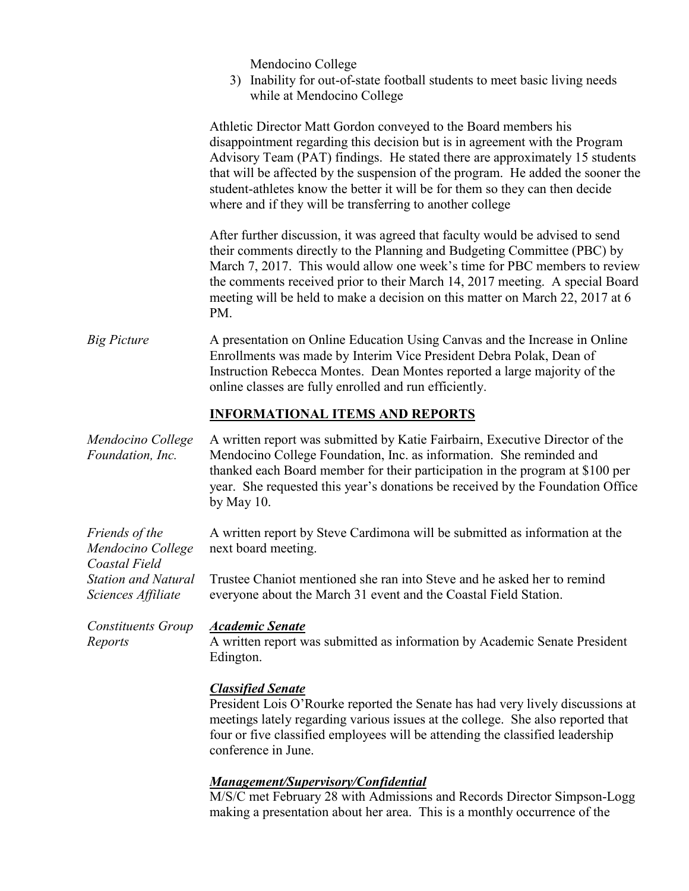Mendocino College

3) Inability for out-of-state football students to meet basic living needs while at Mendocino College

Athletic Director Matt Gordon conveyed to the Board members his disappointment regarding this decision but is in agreement with the Program Advisory Team (PAT) findings. He stated there are approximately 15 students that will be affected by the suspension of the program. He added the sooner the student-athletes know the better it will be for them so they can then decide where and if they will be transferring to another college

After further discussion, it was agreed that faculty would be advised to send their comments directly to the Planning and Budgeting Committee (PBC) by March 7, 2017. This would allow one week's time for PBC members to review the comments received prior to their March 14, 2017 meeting. A special Board meeting will be held to make a decision on this matter on March 22, 2017 at 6 PM.

*Big Picture*

A presentation on Online Education Using Canvas and the Increase in Online Enrollments was made by Interim Vice President Debra Polak, Dean of Instruction Rebecca Montes. Dean Montes reported a large majority of the online classes are fully enrolled and run efficiently.

## INFORMATIONAL ITEMS AND REPORTS

*Mendocino College Foundation, Inc.*

A written report was submitted by Katie Fairbairn, Executive Director of the Mendocino College Foundation, Inc. as information. She reminded and thanked each Board member for their participation in the program at $100 per year. She requested this year's donations be received by the Foundation Office by May 10.

*Friends of the Mendocino College Coastal Field Station and Natural Sciences Affiliate*

A written report by Steve Cardimona will be submitted as information at the next board meeting.

Trustee Chaniot mentioned she ran into Steve and he asked her to remind everyone about the March 31 event and the Coastal Field Station.

*Constituents Group Reports*

***Academic Senate***

A written report was submitted as information by Academic Senate President Edington.

***Classified Senate***

President Lois O'Rourke reported the Senate has had very lively discussions at meetings lately regarding various issues at the college. She also reported that four or five classified employees will be attending the classified leadership conference in June.

***Management/Supervisory/Confidential***

M/S/C met February 28 with Admissions and Records Director Simpson-Logg making a presentation about her area. This is a monthly occurrence of the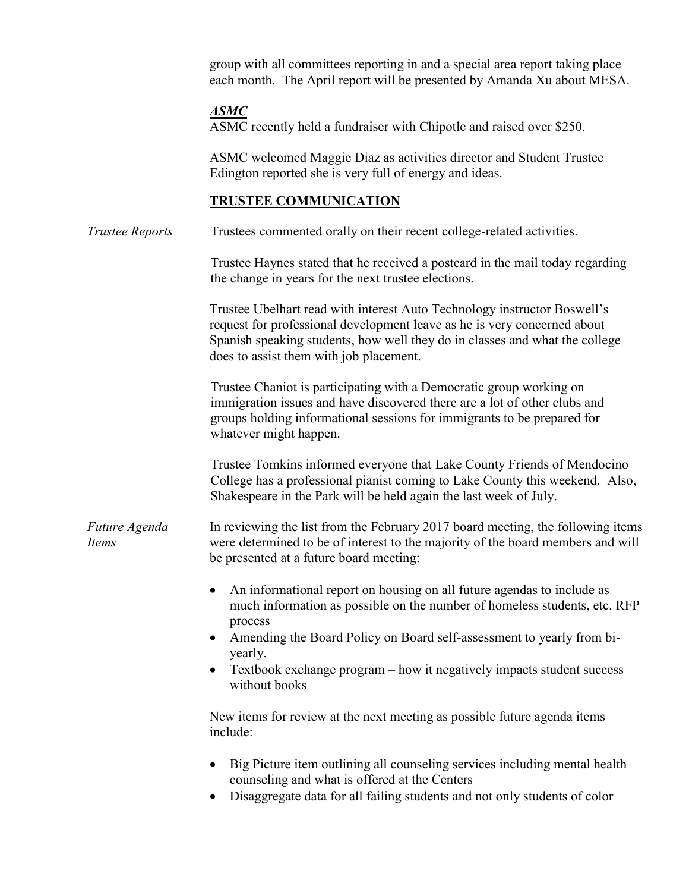group with all committees reporting in and a special area report taking place each month. The April report will be presented by Amanda Xu about MESA.

***ASMC***

ASMC recently held a fundraiser with Chipotle and raised over $250.

ASMC welcomed Maggie Diaz as activities director and Student Trustee Edington reported she is very full of energy and ideas.

## TRUSTEE COMMUNICATION

*Trustee Reports*

Trustees commented orally on their recent college-related activities.

Trustee Haynes stated that he received a postcard in the mail today regarding the change in years for the next trustee elections.

Trustee Ubelhart read with interest Auto Technology instructor Boswell's request for professional development leave as he is very concerned about Spanish speaking students, how well they do in classes and what the college does to assist them with job placement.

Trustee Chaniot is participating with a Democratic group working on immigration issues and have discovered there are a lot of other clubs and groups holding informational sessions for immigrants to be prepared for whatever might happen.

Trustee Tomkins informed everyone that Lake County Friends of Mendocino College has a professional pianist coming to Lake County this weekend. Also, Shakespeare in the Park will be held again the last week of July.

*Future Agenda Items*

In reviewing the list from the February 2017 board meeting, the following items were determined to be of interest to the majority of the board members and will be presented at a future board meeting:

- An informational report on housing on all future agendas to include as much information as possible on the number of homeless students, etc. RFP process
- Amending the Board Policy on Board self-assessment to yearly from bi-yearly.
- Textbook exchange program – how it negatively impacts student success without books

New items for review at the next meeting as possible future agenda items include:

- Big Picture item outlining all counseling services including mental health counseling and what is offered at the Centers
- Disaggregate data for all failing students and not only students of color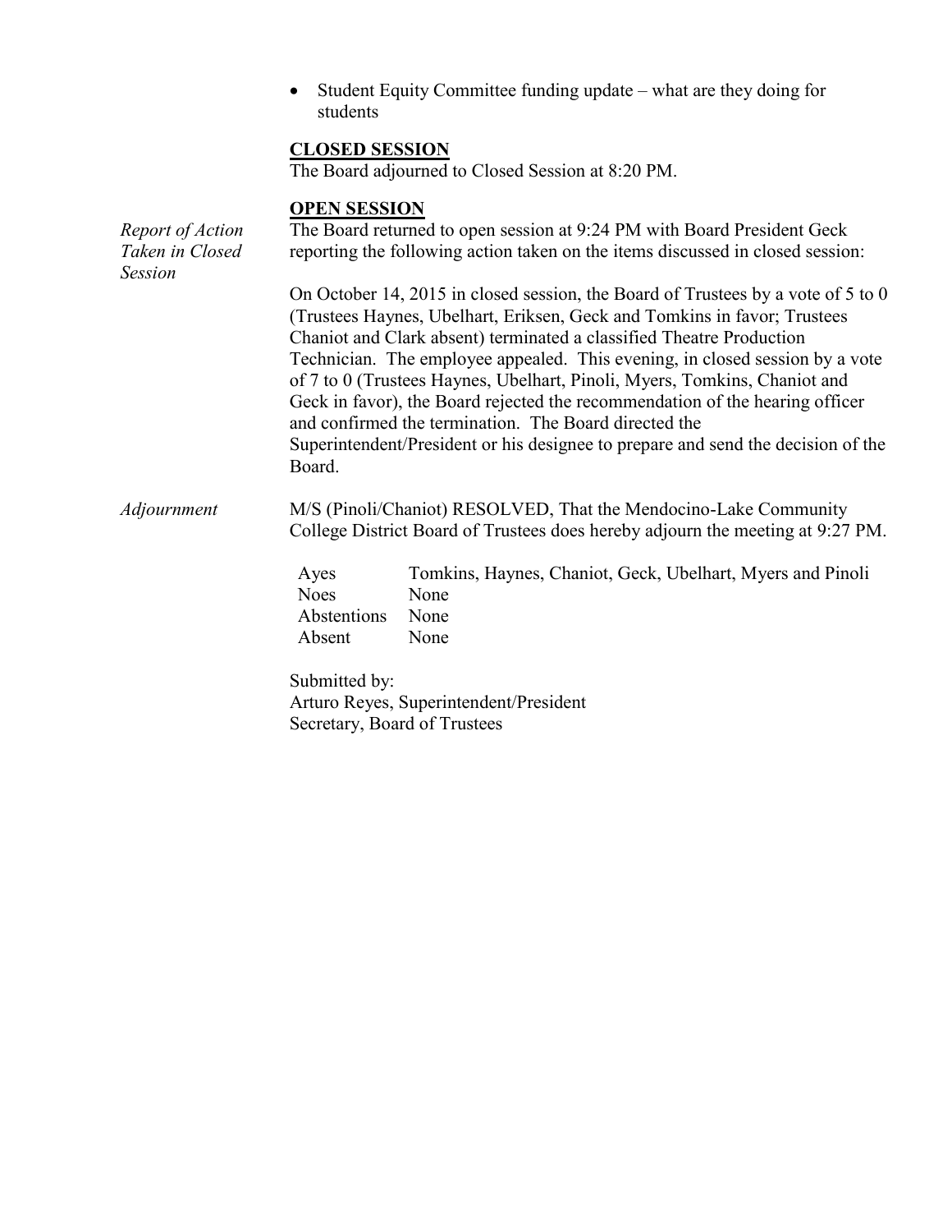- Student Equity Committee funding update – what are they doing for students

**CLOSED SESSION**

The Board adjourned to Closed Session at 8:20 PM.

**OPEN SESSION**

*Report of Action Taken in Closed Session*

The Board returned to open session at 9:24 PM with Board President Geck reporting the following action taken on the items discussed in closed session:

On October 14, 2015 in closed session, the Board of Trustees by a vote of 5 to 0 (Trustees Haynes, Ubelhart, Eriksen, Geck and Tomkins in favor; Trustees Chaniot and Clark absent) terminated a classified Theatre Production Technician. The employee appealed. This evening, in closed session by a vote of 7 to 0 (Trustees Haynes, Ubelhart, Pinoli, Myers, Tomkins, Chaniot and Geck in favor), the Board rejected the recommendation of the hearing officer and confirmed the termination. The Board directed the Superintendent/President or his designee to prepare and send the decision of the Board.

*Adjournment*

M/S (Pinoli/Chaniot) RESOLVED, That the Mendocino-Lake Community College District Board of Trustees does hereby adjourn the meeting at 9:27 PM.

| | |
|---|---|
| Ayes | Tomkins, Haynes, Chaniot, Geck, Ubelhart, Myers and Pinoli |
| Noes | None |
| Abstentions | None |
| Absent | None |

Submitted by:
Arturo Reyes, Superintendent/President
Secretary, Board of Trustees